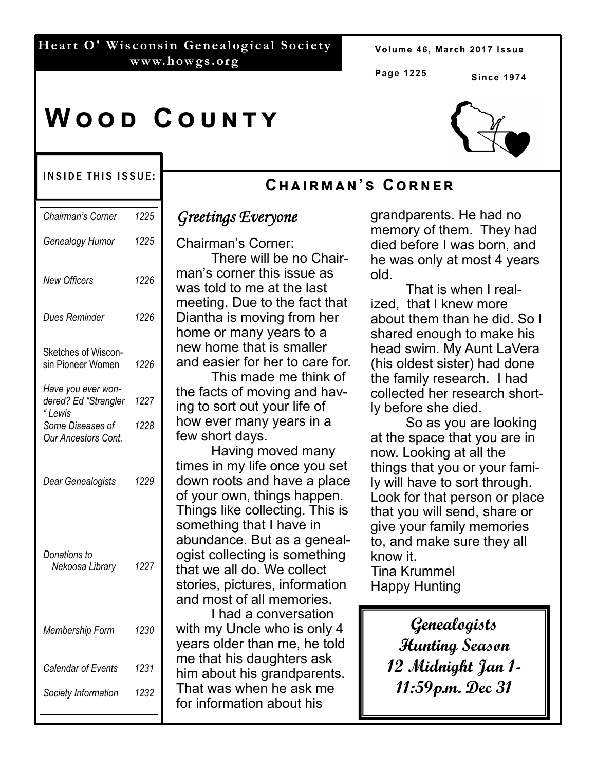**Heart O' Wisconsin Genealogical Society**
**www.howgs.org**

Since 1974

# Wood County

**INSIDE THIS ISSUE:**

| | |
|---|---|
| *Chairman's Corner* | *1225* |
| *Genealogy Humor* | *1225* |
| *New Officers* | *1226* |
| *Dues Reminder* | *1226* |
| Sketches of Wisconsin Pioneer Women | *1226* |
| *Have you ever wondered? Ed "Strangler" Lewis* | *1227* |
| *Some Diseases of Our Ancestors Cont.* | *1228* |
| *Dear Genealogists* | *1229* |
| *Donations to Nekoosa Library* | *1227* |
| *Membership Form* | *1230* |
| *Calendar of Events* | *1231* |
| *Society Information* | *1232* |

## Chairman's Corner

### *Greetings Everyone*

Chairman's Corner:

There will be no Chairman's corner this issue as was told to me at the last meeting. Due to the fact that Diantha is moving from her home or many years to a new home that is smaller and easier for her to care for.

This made me think of the facts of moving and having to sort out your life of how ever many years in a few short days.

Having moved many times in my life once you set down roots and have a place of your own, things happen. Things like collecting. This is something that I have in abundance. But as a genealogist collecting is something that we all do. We collect stories, pictures, information and most of all memories.

I had a conversation with my Uncle who is only 4 years older than me, he told me that his daughters ask him about his grandparents. That was when he ask me for information about his grandparents. He had no memory of them. They had died before I was born, and he was only at most 4 years old.

That is when I realized, that I knew more about them than he did. So I shared enough to make his head swim. My Aunt LaVera (his oldest sister) had done the family research. I had collected her research shortly before she died.

So as you are looking at the space that you are in now. Looking at all the things that you or your family will have to sort through. Look for that person or place that you will send, share or give your family memories to, and make sure they all know it.

Tina Krummel
Happy Hunting

***Genealogists Hunting Season***
***12 Midnight Jan 1- 11:59p.m. Dec 31***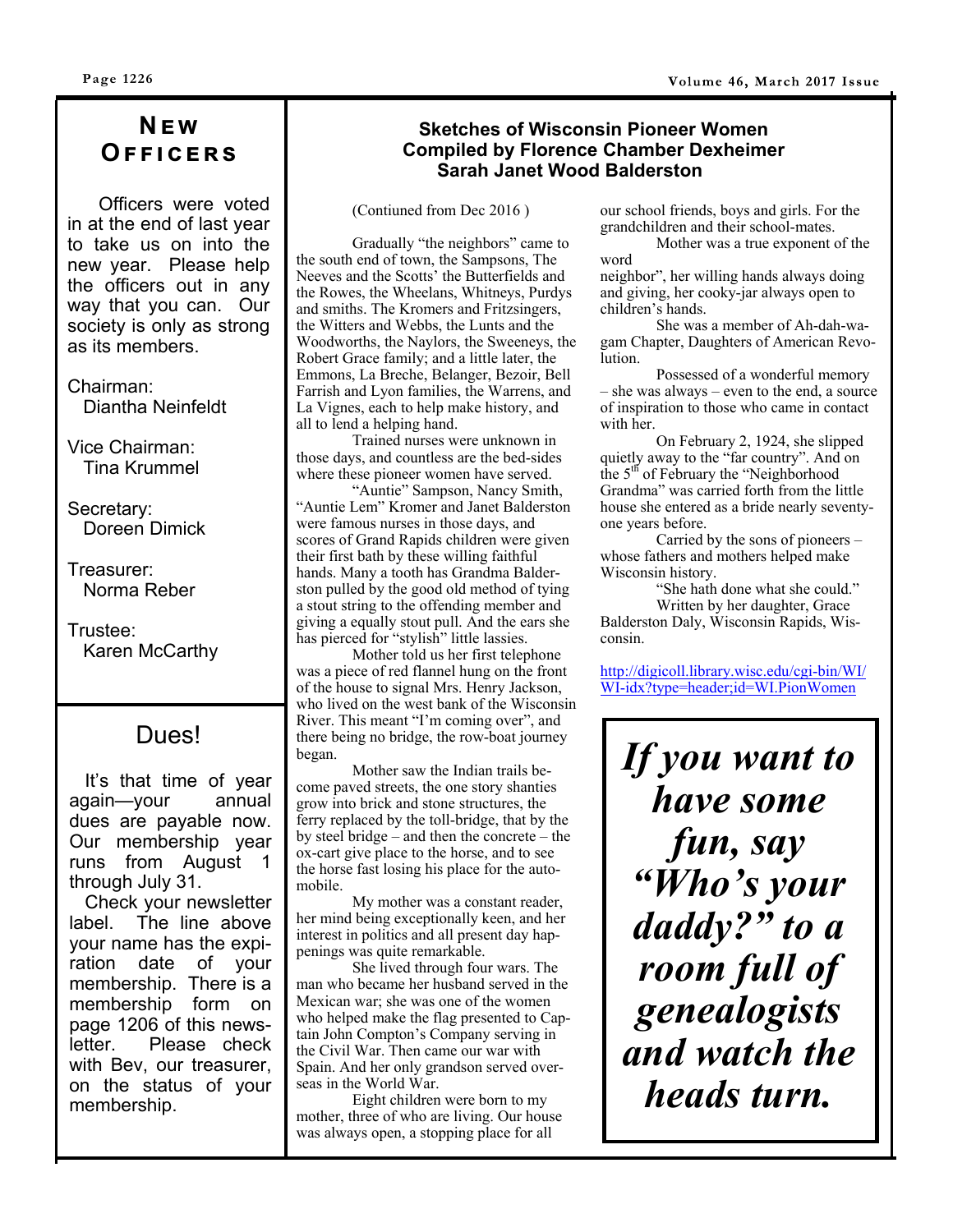## New Officers

Officers were voted in at the end of last year to take us on into the new year. Please help the officers out in any way that you can. Our society is only as strong as its members.

Chairman:
Diantha Neinfeldt

Vice Chairman:
Tina Krummel

Secretary:
Doreen Dimick

Treasurer:
Norma Reber

Trustee:
Karen McCarthy

## Dues!

It's that time of year again—your annual dues are payable now. Our membership year runs from August 1 through July 31.

Check your newsletter label. The line above your name has the expiration date of your membership. There is a membership form on page 1206 of this newsletter. Please check with Bev, our treasurer, on the status of your membership.

## Sketches of Wisconsin Pioneer Women
## Compiled by Florence Chamber Dexheimer
## Sarah Janet Wood Balderston

(Contiuned from Dec 2016 )

Gradually "the neighbors" came to the south end of town, the Sampsons, The Neeves and the Scotts' the Butterfields and the Rowes, the Wheelans, Whitneys, Purdys and smiths. The Kromers and Fritzsingers, the Witters and Webbs, the Lunts and the Woodworths, the Naylors, the Sweeneys, the Robert Grace family; and a little later, the Emmons, La Breche, Belanger, Bezoir, Bell Farrish and Lyon families, the Warrens, and La Vignes, each to help make history, and all to lend a helping hand.

Trained nurses were unknown in those days, and countless are the bed-sides where these pioneer women have served.

"Auntie" Sampson, Nancy Smith, "Auntie Lem" Kromer and Janet Balderston were famous nurses in those days, and scores of Grand Rapids children were given their first bath by these willing faithful hands. Many a tooth has Grandma Balderston pulled by the good old method of tying a stout string to the offending member and giving a equally stout pull. And the ears she has pierced for "stylish" little lassies.

Mother told us her first telephone was a piece of red flannel hung on the front of the house to signal Mrs. Henry Jackson, who lived on the west bank of the Wisconsin River. This meant "I'm coming over", and there being no bridge, the row-boat journey began.

Mother saw the Indian trails become paved streets, the one story shanties grow into brick and stone structures, the ferry replaced by the toll-bridge, that by the by steel bridge – and then the concrete – the ox-cart give place to the horse, and to see the horse fast losing his place for the automobile.

My mother was a constant reader, her mind being exceptionally keen, and her interest in politics and all present day happenings was quite remarkable.

She lived through four wars. The man who became her husband served in the Mexican war; she was one of the women who helped make the flag presented to Captain John Compton's Company serving in the Civil War. Then came our war with Spain. And her only grandson served overseas in the World War.

Eight children were born to my mother, three of who are living. Our house was always open, a stopping place for all our school friends, boys and girls. For the grandchildren and their school-mates.

Mother was a true exponent of the word neighbor", her willing hands always doing and giving, her cooky-jar always open to children's hands.

She was a member of Ah-dah-wagam Chapter, Daughters of American Revolution.

Possessed of a wonderful memory – she was always – even to the end, a source of inspiration to those who came in contact with her.

On February 2, 1924, she slipped quietly away to the "far country". And on the 5th of February the "Neighborhood Grandma" was carried forth from the little house she entered as a bride nearly seventy-one years before.

Carried by the sons of pioneers – whose fathers and mothers helped make Wisconsin history.

"She hath done what she could."

Written by her daughter, Grace Balderston Daly, Wisconsin Rapids, Wisconsin.

http://digicoll.library.wisc.edu/cgi-bin/WI/WI-idx?type=header;id=WI.PionWomen

***If you want to have some fun, say "Who's your daddy?" to a room full of genealogists and watch the heads turn.***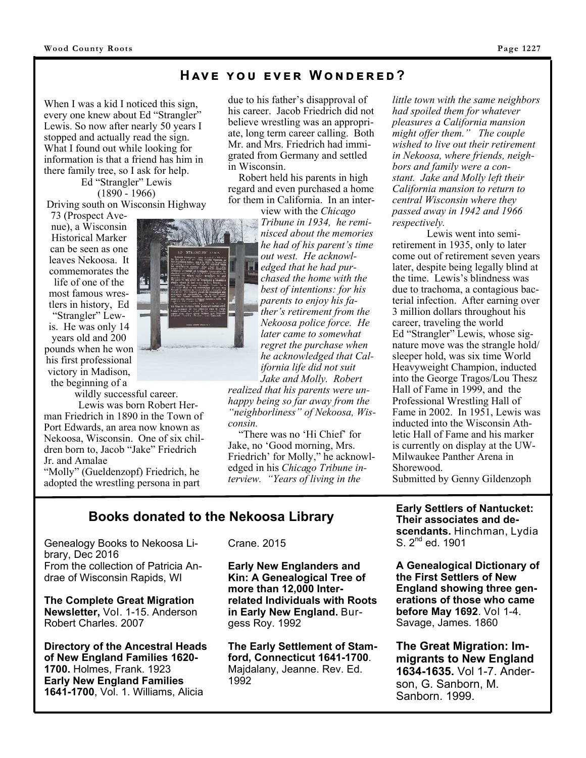## Have you ever Wondered?

When I was a kid I noticed this sign, every one knew about Ed "Strangler" Lewis. So now after nearly 50 years I stopped and actually read the sign. What I found out while looking for information is that a friend has him in there family tree, so I ask for help.

Ed "Strangler" Lewis
(1890 - 1966)

Driving south on Wisconsin Highway 73 (Prospect Avenue), a Wisconsin Historical Marker can be seen as one leaves Nekoosa. It commemorates the life of one of the most famous wrestlers in history, Ed "Strangler" Lewis. He was only 14 years old and 200 pounds when he won his first professional victory in Madison, the beginning of a wildly successful career.

Lewis was born Robert Herman Friedrich in 1890 in the Town of Port Edwards, an area now known as Nekoosa, Wisconsin. One of six children born to, Jacob "Jake" Friedrich Jr. and Amalae "Molly" (Gueldenzopf) Friedrich, he adopted the wrestling persona in part due to his father's disapproval of his career. Jacob Friedrich did not believe wrestling was an appropriate, long term career calling. Both Mr. and Mrs. Friedrich had immigrated from Germany and settled in Wisconsin.

Robert held his parents in high regard and even purchased a home for them in California. In an interview with the *Chicago Tribune in 1934, he reminisced about the memories he had of his parent's time out west. He acknowledged that he had purchased the home with the best of intentions: for his parents to enjoy his father's retirement from the Nekoosa police force. He later came to somewhat regret the purchase when he acknowledged that California life did not suit Jake and Molly. Robert realized that his parents were unhappy being so far away from the "neighborliness" of Nekoosa, Wisconsin.*

"There was no 'Hi Chief' for Jake, no 'Good morning, Mrs. Friedrich' for Molly," he acknowledged in his *Chicago Tribune* interview. *"Years of living in the little town with the same neighbors had spoiled them for whatever pleasures a California mansion might offer them." The couple wished to live out their retirement in Nekoosa, where friends, neighbors and family were a constant. Jake and Molly left their California mansion to return to central Wisconsin where they passed away in 1942 and 1966 respectively.*

Lewis went into semi-retirement in 1935, only to later come out of retirement seven years later, despite being legally blind at the time. Lewis's blindness was due to trachoma, a contagious bacterial infection. After earning over 3 million dollars throughout his career, traveling the world Ed "Strangler" Lewis, whose signature move was the strangle hold/ sleeper hold, was six time World Heavyweight Champion, inducted into the George Tragos/Lou Thesz Hall of Fame in 1999, and the Professional Wrestling Hall of Fame in 2002. In 1951, Lewis was inducted into the Wisconsin Athletic Hall of Fame and his marker is currently on display at the UW-Milwaukee Panther Arena in Shorewood.

Submitted by Genny Gildenzoph

## Books donated to the Nekoosa Library

Genealogy Books to Nekoosa Library, Dec 2016
From the collection of Patricia Andrae of Wisconsin Rapids, WI

**The Complete Great Migration Newsletter,** Vol. 1-15. Anderson Robert Charles. 2007

**Directory of the Ancestral Heads of New England Families 1620-1700.** Holmes, Frank. 1923

**Early New England Families 1641-1700**, Vol. 1. Williams, Alicia Crane. 2015

**Early New Englanders and Kin: A Genealogical Tree of more than 12,000 Interrelated Individuals with Roots in Early New England.** Burgess Roy. 1992

**The Early Settlement of Stamford, Connecticut 1641-1700**. Majdalany, Jeanne. Rev. Ed. 1992

**Early Settlers of Nantucket: Their associates and descendants.** Hinchman, Lydia S. 2nd ed. 1901

**A Genealogical Dictionary of the First Settlers of New England showing three generations of those who came before May 1692**. Vol 1-4. Savage, James. 1860

**The Great Migration: Immigrants to New England 1634-1635.** Vol 1-7. Anderson, G. Sanborn, M. Sanborn. 1999.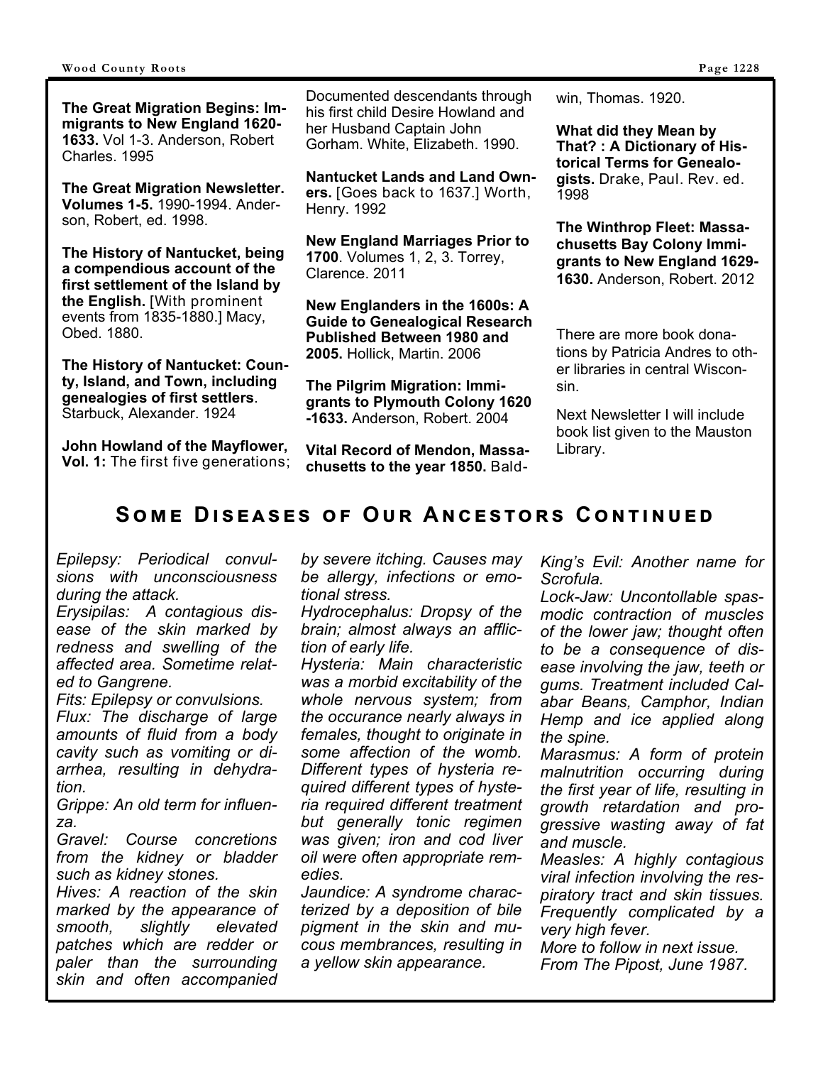**The Great Migration Begins: Immigrants to New England 1620-1633.** Vol 1-3. Anderson, Robert Charles. 1995

**The Great Migration Newsletter. Volumes 1-5.** 1990-1994. Anderson, Robert, ed. 1998.

**The History of Nantucket, being a compendious account of the first settlement of the Island by the English.** [With prominent events from 1835-1880.] Macy, Obed. 1880.

**The History of Nantucket: County, Island, and Town, including genealogies of first settlers**. Starbuck, Alexander. 1924

**John Howland of the Mayflower, Vol. 1:** The first five generations; Documented descendants through his first child Desire Howland and her Husband Captain John Gorham. White, Elizabeth. 1990.

**Nantucket Lands and Land Owners.** [Goes back to 1637.] Worth, Henry. 1992

**New England Marriages Prior to 1700**. Volumes 1, 2, 3. Torrey, Clarence. 2011

**New Englanders in the 1600s: A Guide to Genealogical Research Published Between 1980 and 2005.** Hollick, Martin. 2006

**The Pilgrim Migration: Immigrants to Plymouth Colony 1620-1633.** Anderson, Robert. 2004

**Vital Record of Mendon, Massachusetts to the year 1850.** Baldwin, Thomas. 1920.

**What did they Mean by That? : A Dictionary of Historical Terms for Genealogists.** Drake, Paul. Rev. ed. 1998

**The Winthrop Fleet: Massachusetts Bay Colony Immigrants to New England 1629-1630.** Anderson, Robert. 2012

There are more book donations by Patricia Andres to other libraries in central Wisconsin.

Next Newsletter I will include book list given to the Mauston Library.

## Some Diseases of Our Ancestors Continued

*Epilepsy: Periodical convulsions with unconsciousness during the attack.*

*Erysipilas: A contagious disease of the skin marked by redness and swelling of the affected area. Sometime related to Gangrene.*

*Fits: Epilepsy or convulsions.*

*Flux: The discharge of large amounts of fluid from a body cavity such as vomiting or diarrhea, resulting in dehydration.*

*Grippe: An old term for influenza.*

*Gravel: Course concretions from the kidney or bladder such as kidney stones.*

*Hives: A reaction of the skin marked by the appearance of smooth, slightly elevated patches which are redder or paler than the surrounding skin and often accompanied by severe itching. Causes may be allergy, infections or emotional stress.*

*Hydrocephalus: Dropsy of the brain; almost always an affliction of early life.*

*Hysteria: Main characteristic was a morbid excitability of the whole nervous system; from the occurance nearly always in females, thought to originate in some affection of the womb. Different types of hysteria required different types of hysteria required different treatment but generally tonic regimen was given; iron and cod liver oil were often appropriate remedies.*

*Jaundice: A syndrome characterized by a deposition of bile pigment in the skin and mucous membrances, resulting in a yellow skin appearance.*

*King's Evil: Another name for Scrofula.*

*Lock-Jaw: Uncontollable spasmodic contraction of muscles of the lower jaw; thought often to be a consequence of disease involving the jaw, teeth or gums. Treatment included Calabar Beans, Camphor, Indian Hemp and ice applied along the spine.*

*Marasmus: A form of protein malnutrition occurring during the first year of life, resulting in growth retardation and progressive wasting away of fat and muscle.*

*Measles: A highly contagious viral infection involving the respiratory tract and skin tissues. Frequently complicated by a very high fever.*

*More to follow in next issue.*

*From The Pipost, June 1987.*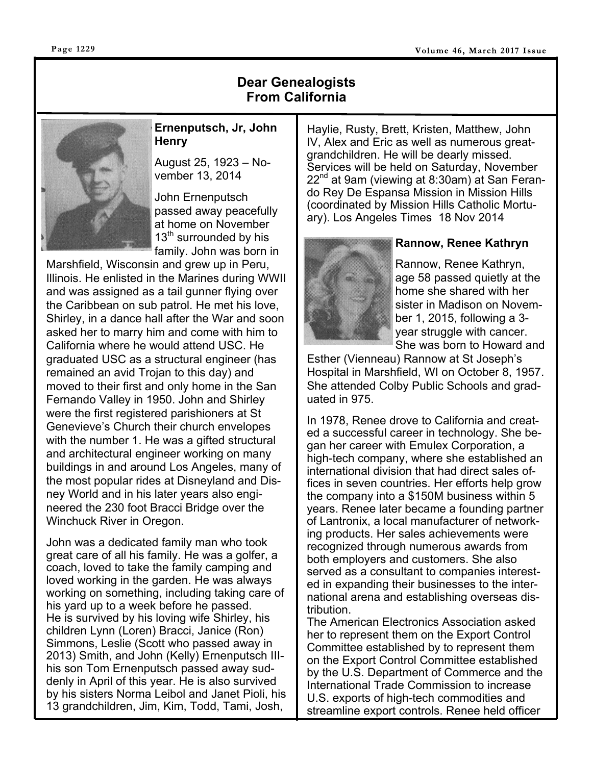## Dear Genealogists From California

### Ernenputsch, Jr, John Henry

August 25, 1923 – November 13, 2014

John Ernenputsch passed away peacefully at home on November 13th surrounded by his family. John was born in Marshfield, Wisconsin and grew up in Peru, Illinois. He enlisted in the Marines during WWII and was assigned as a tail gunner flying over the Caribbean on sub patrol. He met his love, Shirley, in a dance hall after the War and soon asked her to marry him and come with him to California where he would attend USC. He graduated USC as a structural engineer (has remained an avid Trojan to this day) and moved to their first and only home in the San Fernando Valley in 1950. John and Shirley were the first registered parishioners at St Genevieve's Church their church envelopes with the number 1. He was a gifted structural and architectural engineer working on many buildings in and around Los Angeles, many of the most popular rides at Disneyland and Disney World and in his later years also engineered the 230 foot Bracci Bridge over the Winchuck River in Oregon.

John was a dedicated family man who took great care of all his family. He was a golfer, a coach, loved to take the family camping and loved working in the garden. He was always working on something, including taking care of his yard up to a week before he passed. He is survived by his loving wife Shirley, his children Lynn (Loren) Bracci, Janice (Ron) Simmons, Leslie (Scott who passed away in 2013) Smith, and John (Kelly) Ernenputsch III-his son Tom Ernenputsch passed away suddenly in April of this year. He is also survived by his sisters Norma Leibol and Janet Pioli, his 13 grandchildren, Jim, Kim, Todd, Tami, Josh, Haylie, Rusty, Brett, Kristen, Matthew, John IV, Alex and Eric as well as numerous great-grandchildren. He will be dearly missed. Services will be held on Saturday, November 22nd at 9am (viewing at 8:30am) at San Ferando Rey De Espansa Mission in Mission Hills (coordinated by Mission Hills Catholic Mortuary). Los Angeles Times 18 Nov 2014

### Rannow, Renee Kathryn

Rannow, Renee Kathryn, age 58 passed quietly at the home she shared with her sister in Madison on November 1, 2015, following a 3-year struggle with cancer. She was born to Howard and Esther (Vienneau) Rannow at St Joseph's Hospital in Marshfield, WI on October 8, 1957. She attended Colby Public Schools and graduated in 975.

In 1978, Renee drove to California and created a successful career in technology. She began her career with Emulex Corporation, a high-tech company, where she established an international division that had direct sales offices in seven countries. Her efforts help grow the company into a $150M business within 5 years. Renee later became a founding partner of Lantronix, a local manufacturer of networking products. Her sales achievements were recognized through numerous awards from both employers and customers. She also served as a consultant to companies interested in expanding their businesses to the international arena and establishing overseas distribution.

The American Electronics Association asked her to represent them on the Export Control Committee established by to represent them on the Export Control Committee established by the U.S. Department of Commerce and the International Trade Commission to increase U.S. exports of high-tech commodities and streamline export controls. Renee held officer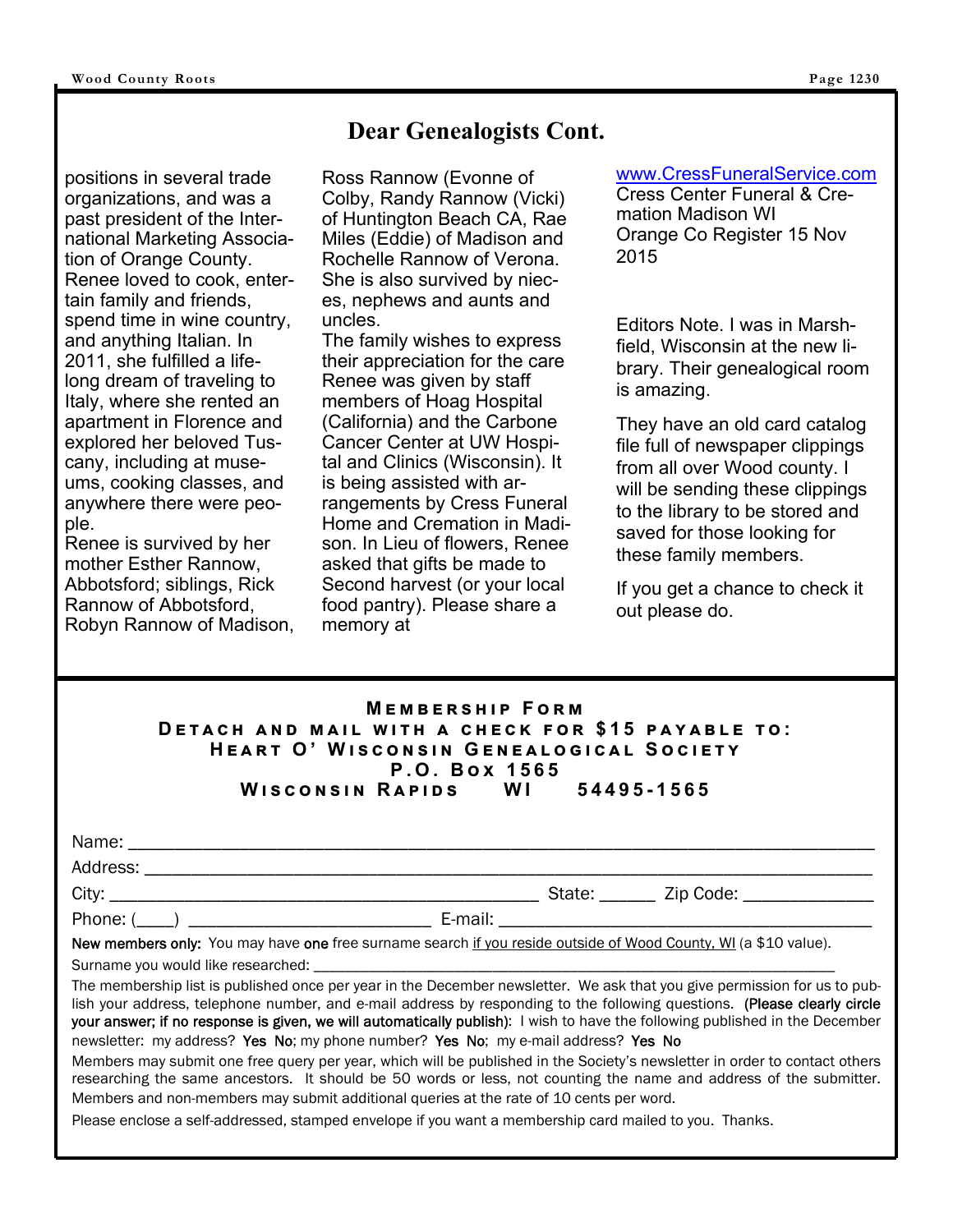## Dear Genealogists Cont.

positions in several trade organizations, and was a past president of the International Marketing Association of Orange County. Renee loved to cook, entertain family and friends, spend time in wine country, and anything Italian. In 2011, she fulfilled a lifelong dream of traveling to Italy, where she rented an apartment in Florence and explored her beloved Tuscany, including at museums, cooking classes, and anywhere there were people.

Renee is survived by her mother Esther Rannow, Abbotsford; siblings, Rick Rannow of Abbotsford, Robyn Rannow of Madison, Ross Rannow (Evonne of Colby, Randy Rannow (Vicki) of Huntington Beach CA, Rae Miles (Eddie) of Madison and Rochelle Rannow of Verona. She is also survived by nieces, nephews and aunts and uncles.

The family wishes to express their appreciation for the care Renee was given by staff members of Hoag Hospital (California) and the Carbone Cancer Center at UW Hospital and Clinics (Wisconsin). It is being assisted with arrangements by Cress Funeral Home and Cremation in Madison. In Lieu of flowers, Renee asked that gifts be made to Second harvest (or your local food pantry). Please share a memory at www.CressFuneralService.com

Cress Center Funeral & Cremation Madison WI
Orange Co Register 15 Nov 2015

Editors Note. I was in Marshfield, Wisconsin at the new library. Their genealogical room is amazing.

They have an old card catalog file full of newspaper clippings from all over Wood county. I will be sending these clippings to the library to be stored and saved for those looking for these family members.

If you get a chance to check it out please do.

---

**Membership Form**
**Detach and mail with a check for $15 payable to:**
**Heart O' Wisconsin Genealogical Society**
**P.O. Box 1565**
**Wisconsin Rapids WI 54495-1565**

Name: ______________________________________________________________

Address: ____________________________________________________________

City: ________________________________________ State: ______ Zip Code: ____________

Phone: (____) ______________________ E-mail: ________________________________

**New members only:** You may have **one** free surname search if you reside outside of Wood County, WI (a $10 value).

Surname you would like researched: ____________________________________________

The membership list is published once per year in the December newsletter. We ask that you give permission for us to publish your address, telephone number, and e-mail address by responding to the following questions. **(Please clearly circle your answer; if no response is given, we will automatically publish)**: I wish to have the following published in the December newsletter: my address? **Yes No**; my phone number? **Yes No**; my e-mail address? **Yes No**

Members may submit one free query per year, which will be published in the Society's newsletter in order to contact others researching the same ancestors. It should be 50 words or less, not counting the name and address of the submitter. Members and non-members may submit additional queries at the rate of 10 cents per word.

Please enclose a self-addressed, stamped envelope if you want a membership card mailed to you. Thanks.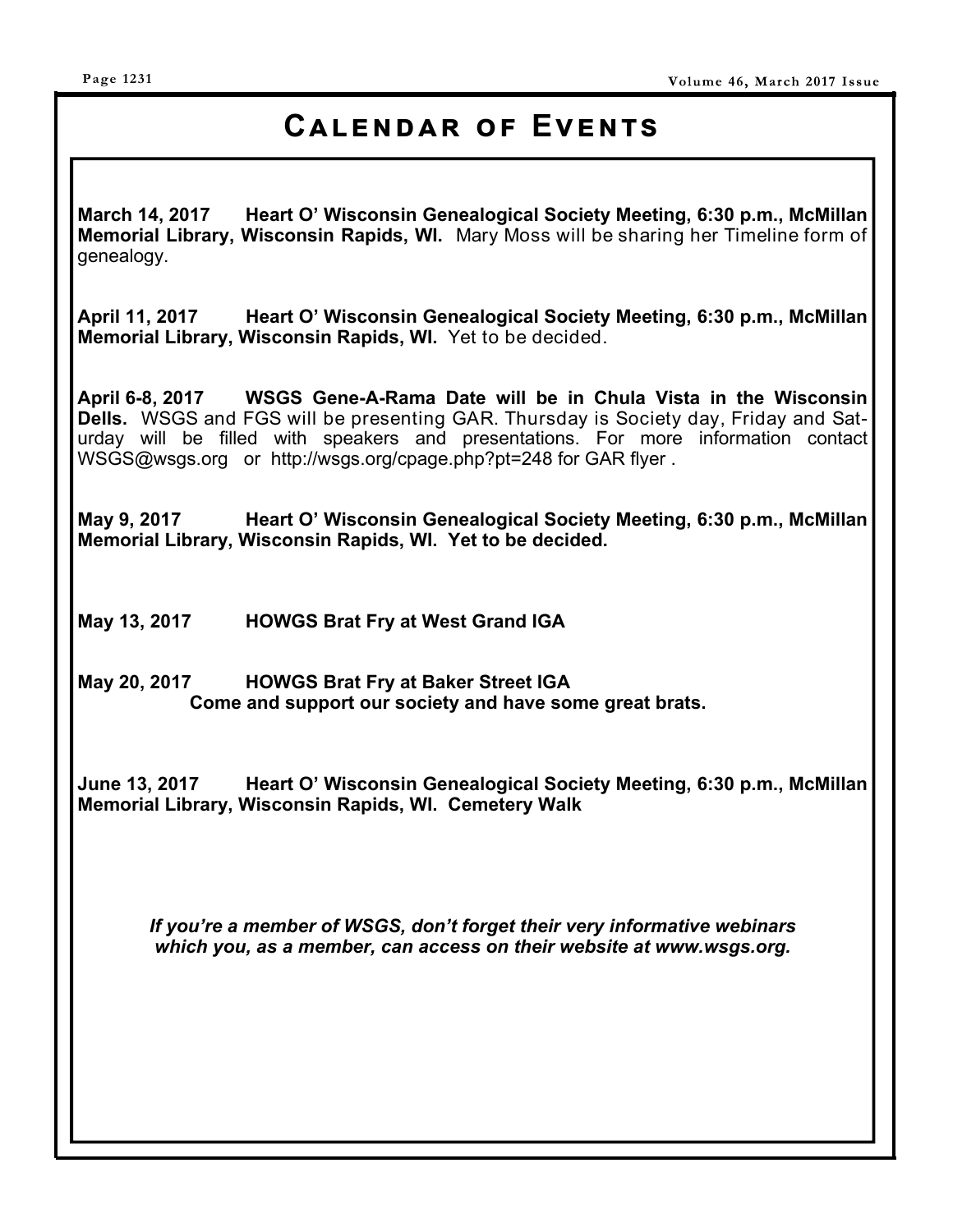# Calendar of Events

**March 14, 2017 Heart O' Wisconsin Genealogical Society Meeting, 6:30 p.m., McMillan Memorial Library, Wisconsin Rapids, WI.** Mary Moss will be sharing her Timeline form of genealogy.

**April 11, 2017 Heart O' Wisconsin Genealogical Society Meeting, 6:30 p.m., McMillan Memorial Library, Wisconsin Rapids, WI.** Yet to be decided.

**April 6-8, 2017 WSGS Gene-A-Rama Date will be in Chula Vista in the Wisconsin Dells.** WSGS and FGS will be presenting GAR. Thursday is Society day, Friday and Saturday will be filled with speakers and presentations. For more information contact WSGS@wsgs.org or http://wsgs.org/cpage.php?pt=248 for GAR flyer .

**May 9, 2017 Heart O' Wisconsin Genealogical Society Meeting, 6:30 p.m., McMillan Memorial Library, Wisconsin Rapids, WI. Yet to be decided.**

**May 13, 2017 HOWGS Brat Fry at West Grand IGA**

**May 20, 2017 HOWGS Brat Fry at Baker Street IGA**

**Come and support our society and have some great brats.**

**June 13, 2017 Heart O' Wisconsin Genealogical Society Meeting, 6:30 p.m., McMillan Memorial Library, Wisconsin Rapids, WI. Cemetery Walk**

***If you're a member of WSGS, don't forget their very informative webinars which you, as a member, can access on their website at www.wsgs.org.***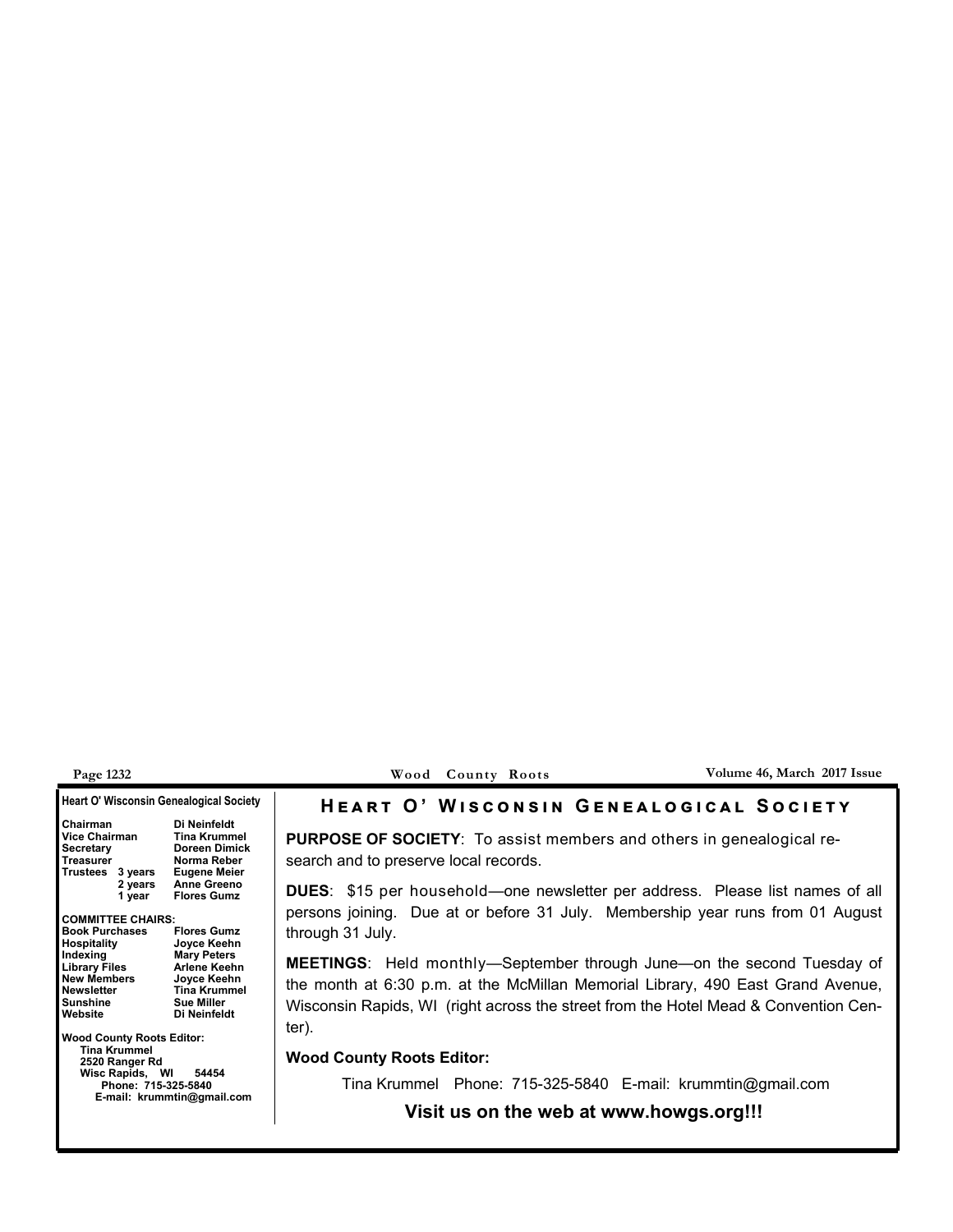**Heart O' Wisconsin Genealogical Society**

| | | |
|---|---|---|
| **Chairman** | | **Di Neinfeldt** |
| **Vice Chairman** | | **Tina Krummel** |
| **Secretary** | | **Doreen Dimick** |
| **Treasurer** | | **Norma Reber** |
| **Trustees** | **3 years** | **Eugene Meier** |
| | **2 years** | **Anne Greeno** |
| | **1 year** | **Flores Gumz** |

**COMMITTEE CHAIRS:**

| | |
|---|---|
| **Book Purchases** | **Flores Gumz** |
| **Hospitality** | **Joyce Keehn** |
| **Indexing** | **Mary Peters** |
| **Library Files** | **Arlene Keehn** |
| **New Members** | **Joyce Keehn** |
| **Newsletter** | **Tina Krummel** |
| **Sunshine** | **Sue Miller** |
| **Website** | **Di Neinfeldt** |

**Wood County Roots Editor:**
**Tina Krummel**
**2520 Ranger Rd**
**Wisc Rapids, WI 54454**
**Phone: 715-325-5840**
**E-mail: krummtin@gmail.com**

## HEART O' WISCONSIN GENEALOGICAL SOCIETY

**PURPOSE OF SOCIETY**: To assist members and others in genealogical research and to preserve local records.

**DUES**: $15 per household—one newsletter per address. Please list names of all persons joining. Due at or before 31 July. Membership year runs from 01 August through 31 July.

**MEETINGS**: Held monthly—September through June—on the second Tuesday of the month at 6:30 p.m. at the McMillan Memorial Library, 490 East Grand Avenue, Wisconsin Rapids, WI (right across the street from the Hotel Mead & Convention Center).

**Wood County Roots Editor:**

Tina Krummel Phone: 715-325-5840 E-mail: krummtin@gmail.com

**Visit us on the web at www.howgs.org!!!**